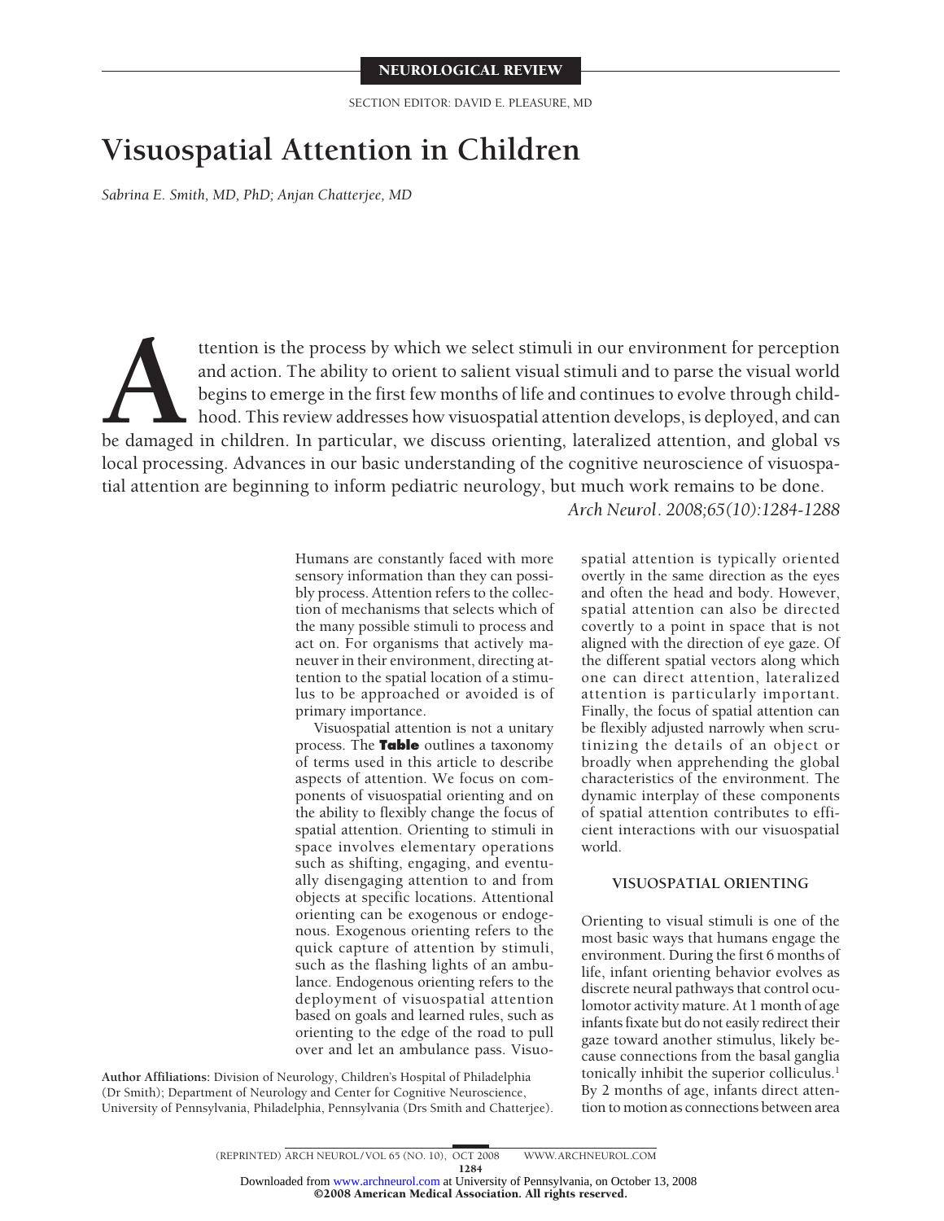NEUROLOGICAL REVIEW

SECTION EDITOR: DAVID E. PLEASURE, MD

# Visuospatial Attention in Children

*Sabrina E. Smith, MD, PhD; Anjan Chatterjee, MD*

Attention is the process by which we select stimuli in our environment for perception and action. The ability to orient to salient visual stimuli and to parse the visual world begins to emerge in the first few months of life and continues to evolve through childhood. This review addresses how visuospatial attention develops, is deployed, and can be damaged in children. In particular, we discuss orienting, lateralized attention, and global vs local processing. Advances in our basic understanding of the cognitive neuroscience of visuospatial attention are beginning to inform pediatric neurology, but much work remains to be done.

*Arch Neurol. 2008;65(10):1284-1288*

Humans are constantly faced with more sensory information than they can possibly process. Attention refers to the collection of mechanisms that selects which of the many possible stimuli to process and act on. For organisms that actively maneuver in their environment, directing attention to the spatial location of a stimulus to be approached or avoided is of primary importance.

Visuospatial attention is not a unitary process. The **Table** outlines a taxonomy of terms used in this article to describe aspects of attention. We focus on components of visuospatial orienting and on the ability to flexibly change the focus of spatial attention. Orienting to stimuli in space involves elementary operations such as shifting, engaging, and eventually disengaging attention to and from objects at specific locations. Attentional orienting can be exogenous or endogenous. Exogenous orienting refers to the quick capture of attention by stimuli, such as the flashing lights of an ambulance. Endogenous orienting refers to the deployment of visuospatial attention based on goals and learned rules, such as orienting to the edge of the road to pull over and let an ambulance pass. Visuospatial attention is typically oriented overtly in the same direction as the eyes and often the head and body. However, spatial attention can also be directed covertly to a point in space that is not aligned with the direction of eye gaze. Of the different spatial vectors along which one can direct attention, lateralized attention is particularly important. Finally, the focus of spatial attention can be flexibly adjusted narrowly when scrutinizing the details of an object or broadly when apprehending the global characteristics of the environment. The dynamic interplay of these components of spatial attention contributes to efficient interactions with our visuospatial world.

## VISUOSPATIAL ORIENTING

Orienting to visual stimuli is one of the most basic ways that humans engage the environment. During the first 6 months of life, infant orienting behavior evolves as discrete neural pathways that control oculomotor activity mature. At 1 month of age infants fixate but do not easily redirect their gaze toward another stimulus, likely because connections from the basal ganglia tonically inhibit the superior colliculus.[1] By 2 months of age, infants direct attention to motion as connections between area

**Author Affiliations:** Division of Neurology, Children's Hospital of Philadelphia (Dr Smith); Department of Neurology and Center for Cognitive Neuroscience, University of Pennsylvania, Philadelphia, Pennsylvania (Drs Smith and Chatterjee).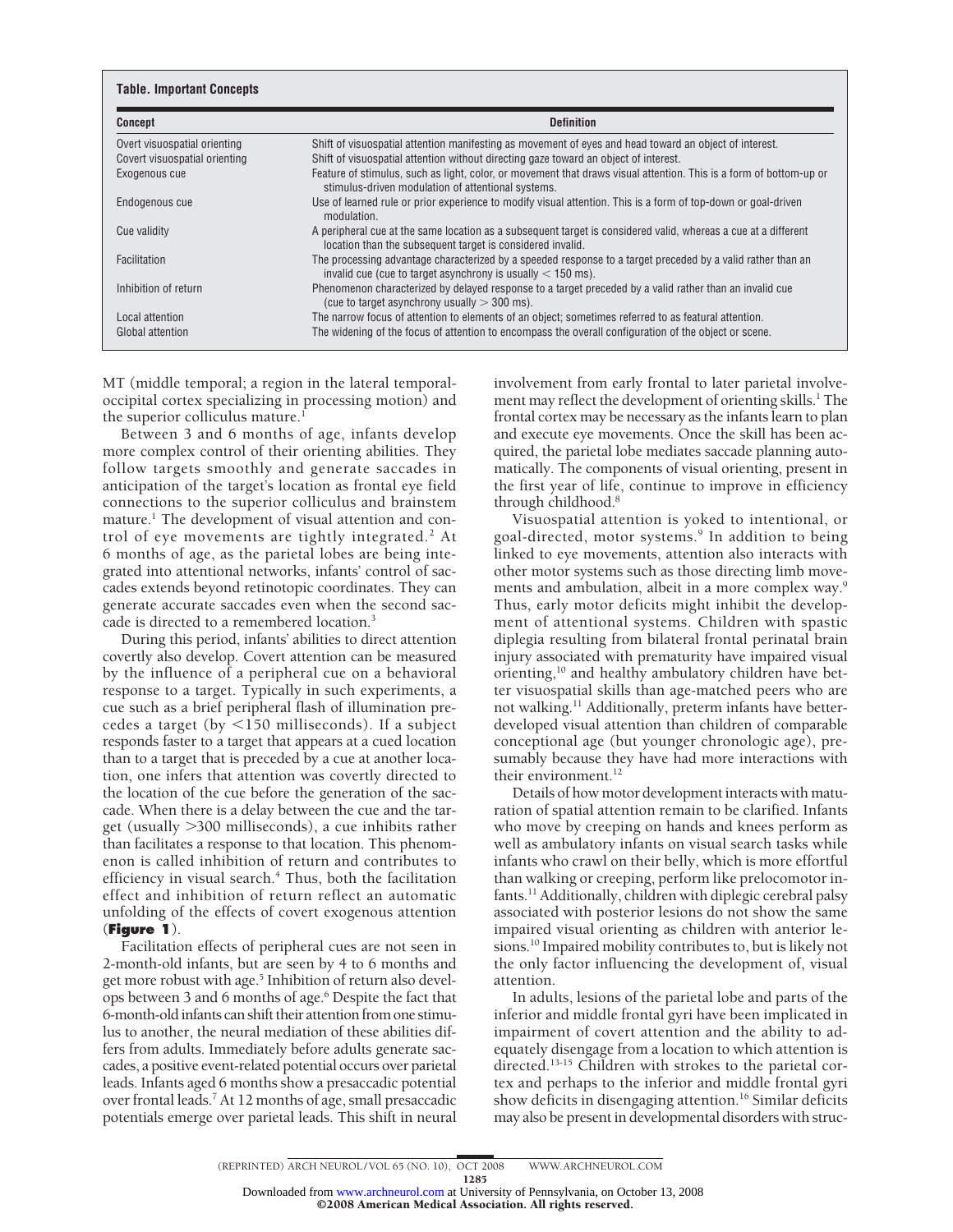**Table. Important Concepts**

| Concept | Definition |
|---|---|
| Overt visuospatial orienting | Shift of visuospatial attention manifesting as movement of eyes and head toward an object of interest. |
| Covert visuospatial orienting | Shift of visuospatial attention without directing gaze toward an object of interest. |
| Exogenous cue | Feature of stimulus, such as light, color, or movement that draws visual attention. This is a form of bottom-up or stimulus-driven modulation of attentional systems. |
| Endogenous cue | Use of learned rule or prior experience to modify visual attention. This is a form of top-down or goal-driven modulation. |
| Cue validity | A peripheral cue at the same location as a subsequent target is considered valid, whereas a cue at a different location than the subsequent target is considered invalid. |
| Facilitation | The processing advantage characterized by a speeded response to a target preceded by a valid rather than an invalid cue (cue to target asynchrony is usually < 150 ms). |
| Inhibition of return | Phenomenon characterized by delayed response to a target preceded by a valid rather than an invalid cue (cue to target asynchrony usually > 300 ms). |
| Local attention | The narrow focus of attention to elements of an object; sometimes referred to as featural attention. |
| Global attention | The widening of the focus of attention to encompass the overall configuration of the object or scene. |

MT (middle temporal; a region in the lateral temporal-occipital cortex specializing in processing motion) and the superior colliculus mature.[1]

Between 3 and 6 months of age, infants develop more complex control of their orienting abilities. They follow targets smoothly and generate saccades in anticipation of the target's location as frontal eye field connections to the superior colliculus and brainstem mature.[1] The development of visual attention and control of eye movements are tightly integrated.[2] At 6 months of age, as the parietal lobes are being integrated into attentional networks, infants' control of saccades extends beyond retinotopic coordinates. They can generate accurate saccades even when the second saccade is directed to a remembered location.[3]

During this period, infants' abilities to direct attention covertly also develop. Covert attention can be measured by the influence of a peripheral cue on a behavioral response to a target. Typically in such experiments, a cue such as a brief peripheral flash of illumination precedes a target (by <150 milliseconds). If a subject responds faster to a target that appears at a cued location than to a target that is preceded by a cue at another location, one infers that attention was covertly directed to the location of the cue before the generation of the saccade. When there is a delay between the cue and the target (usually >300 milliseconds), a cue inhibits rather than facilitates a response to that location. This phenomenon is called inhibition of return and contributes to efficiency in visual search.[4] Thus, both the facilitation effect and inhibition of return reflect an automatic unfolding of the effects of covert exogenous attention (**Figure 1**).

Facilitation effects of peripheral cues are not seen in 2-month-old infants, but are seen by 4 to 6 months and get more robust with age.[5] Inhibition of return also develops between 3 and 6 months of age.[6] Despite the fact that 6-month-old infants can shift their attention from one stimulus to another, the neural mediation of these abilities differs from adults. Immediately before adults generate saccades, a positive event-related potential occurs over parietal leads. Infants aged 6 months show a presaccadic potential over frontal leads.[7] At 12 months of age, small presaccadic potentials emerge over parietal leads. This shift in neural involvement from early frontal to later parietal involvement may reflect the development of orienting skills.[1] The frontal cortex may be necessary as the infants learn to plan and execute eye movements. Once the skill has been acquired, the parietal lobe mediates saccade planning automatically. The components of visual orienting, present in the first year of life, continue to improve in efficiency through childhood.[8]

Visuospatial attention is yoked to intentional, or goal-directed, motor systems.[9] In addition to being linked to eye movements, attention also interacts with other motor systems such as those directing limb movements and ambulation, albeit in a more complex way.[9] Thus, early motor deficits might inhibit the development of attentional systems. Children with spastic diplegia resulting from bilateral frontal perinatal brain injury associated with prematurity have impaired visual orienting,[10] and healthy ambulatory children have better visuospatial skills than age-matched peers who are not walking.[11] Additionally, preterm infants have better-developed visual attention than children of comparable conceptional age (but younger chronologic age), presumably because they have had more interactions with their environment.[12]

Details of how motor development interacts with maturation of spatial attention remain to be clarified. Infants who move by creeping on hands and knees perform as well as ambulatory infants on visual search tasks while infants who crawl on their belly, which is more effortful than walking or creeping, perform like prelocomotor infants.[11] Additionally, children with diplegic cerebral palsy associated with posterior lesions do not show the same impaired visual orienting as children with anterior lesions.[10] Impaired mobility contributes to, but is likely not the only factor influencing the development of, visual attention.

In adults, lesions of the parietal lobe and parts of the inferior and middle frontal gyri have been implicated in impairment of covert attention and the ability to adequately disengage from a location to which attention is directed.[13-15] Children with strokes to the parietal cortex and perhaps to the inferior and middle frontal gyri show deficits in disengaging attention.[16] Similar deficits may also be present in developmental disorders with struc-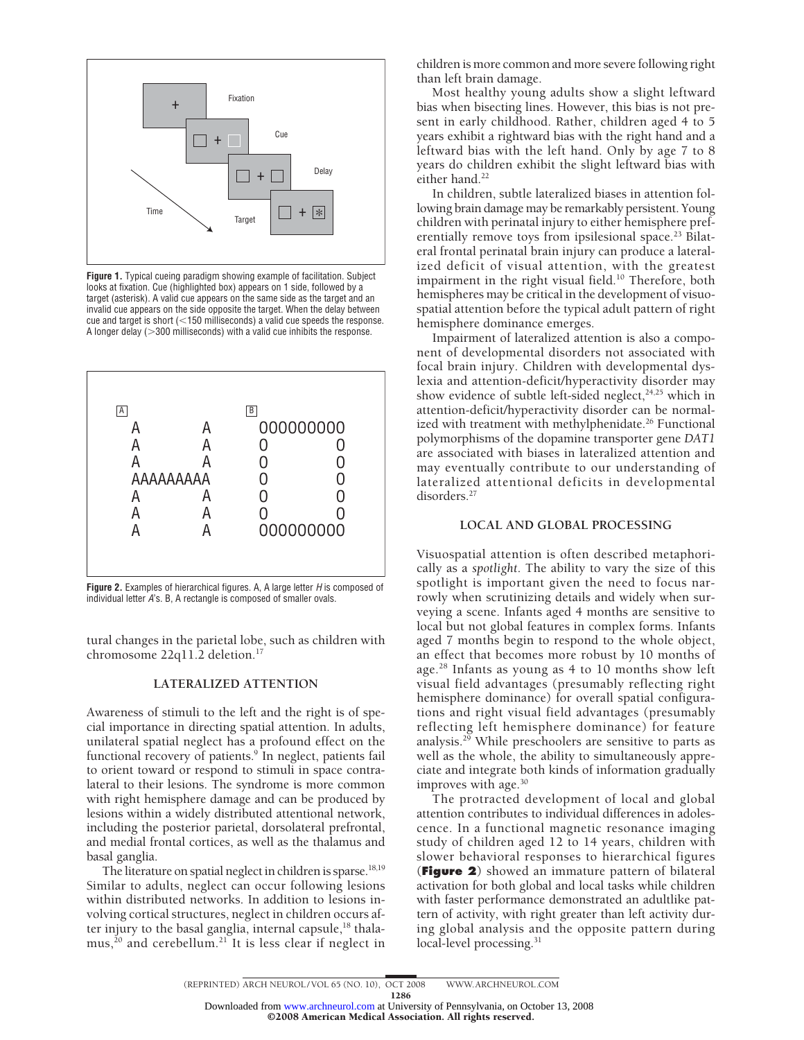Figure 1. Typical cueing paradigm showing example of facilitation. Subject looks at fixation. Cue (highlighted box) appears on 1 side, followed by a target (asterisk). A valid cue appears on the same side as the target and an invalid cue appears on the side opposite the target. When the delay between cue and target is short (<150 milliseconds) a valid cue speeds the response. A longer delay (>300 milliseconds) with a valid cue inhibits the response.

Figure 2. Examples of hierarchical figures. A, A large letter *H* is composed of individual letter *A*'s. B, A rectangle is composed of smaller ovals.

tural changes in the parietal lobe, such as children with chromosome 22q11.2 deletion.[17]

## LATERALIZED ATTENTION

Awareness of stimuli to the left and the right is of special importance in directing spatial attention. In adults, unilateral spatial neglect has a profound effect on the functional recovery of patients.[9] In neglect, patients fail to orient toward or respond to stimuli in space contralateral to their lesions. The syndrome is more common with right hemisphere damage and can be produced by lesions within a widely distributed attentional network, including the posterior parietal, dorsolateral prefrontal, and medial frontal cortices, as well as the thalamus and basal ganglia.

The literature on spatial neglect in children is sparse.[18,19] Similar to adults, neglect can occur following lesions within distributed networks. In addition to lesions involving cortical structures, neglect in children occurs after injury to the basal ganglia, internal capsule,[18] thalamus,[20] and cerebellum.[21] It is less clear if neglect in children is more common and more severe following right than left brain damage.

Most healthy young adults show a slight leftward bias when bisecting lines. However, this bias is not present in early childhood. Rather, children aged 4 to 5 years exhibit a rightward bias with the right hand and a leftward bias with the left hand. Only by age 7 to 8 years do children exhibit the slight leftward bias with either hand.[22]

In children, subtle lateralized biases in attention following brain damage may be remarkably persistent. Young children with perinatal injury to either hemisphere preferentially remove toys from ipsilesional space.[23] Bilateral frontal perinatal brain injury can produce a lateralized deficit of visual attention, with the greatest impairment in the right visual field.[10] Therefore, both hemispheres may be critical in the development of visuospatial attention before the typical adult pattern of right hemisphere dominance emerges.

Impairment of lateralized attention is also a component of developmental disorders not associated with focal brain injury. Children with developmental dyslexia and attention-deficit/hyperactivity disorder may show evidence of subtle left-sided neglect,[24,25] which in attention-deficit/hyperactivity disorder can be normalized with treatment with methylphenidate.[26] Functional polymorphisms of the dopamine transporter gene *DAT1* are associated with biases in lateralized attention and may eventually contribute to our understanding of lateralized attentional deficits in developmental disorders.[27]

## LOCAL AND GLOBAL PROCESSING

Visuospatial attention is often described metaphorically as a *spotlight*. The ability to vary the size of this spotlight is important given the need to focus narrowly when scrutinizing details and widely when surveying a scene. Infants aged 4 months are sensitive to local but not global features in complex forms. Infants aged 7 months begin to respond to the whole object, an effect that becomes more robust by 10 months of age.[28] Infants as young as 4 to 10 months show left visual field advantages (presumably reflecting right hemisphere dominance) for overall spatial configurations and right visual field advantages (presumably reflecting left hemisphere dominance) for feature analysis.[29] While preschoolers are sensitive to parts as well as the whole, the ability to simultaneously appreciate and integrate both kinds of information gradually improves with age.[30]

The protracted development of local and global attention contributes to individual differences in adolescence. In a functional magnetic resonance imaging study of children aged 12 to 14 years, children with slower behavioral responses to hierarchical figures (**Figure 2**) showed an immature pattern of bilateral activation for both global and local tasks while children with faster performance demonstrated an adultlike pattern of activity, with right greater than left activity during global analysis and the opposite pattern during local-level processing.[31]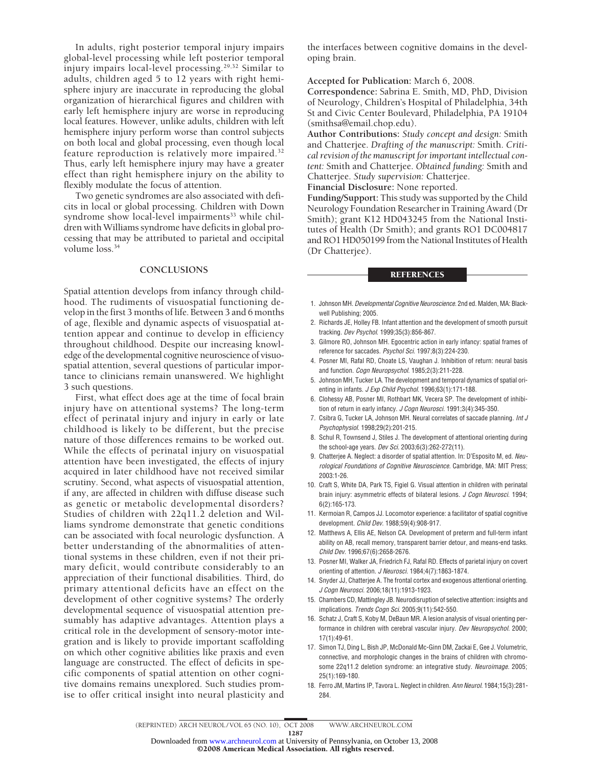In adults, right posterior temporal injury impairs global-level processing while left posterior temporal injury impairs local-level processing.[29,32] Similar to adults, children aged 5 to 12 years with right hemisphere injury are inaccurate in reproducing the global organization of hierarchical figures and children with early left hemisphere injury are worse in reproducing local features. However, unlike adults, children with left hemisphere injury perform worse than control subjects on both local and global processing, even though local feature reproduction is relatively more impaired.[32] Thus, early left hemisphere injury may have a greater effect than right hemisphere injury on the ability to flexibly modulate the focus of attention.

Two genetic syndromes are also associated with deficits in local or global processing. Children with Down syndrome show local-level impairments[33] while children with Williams syndrome have deficits in global processing that may be attributed to parietal and occipital volume loss.[34]

## CONCLUSIONS

Spatial attention develops from infancy through childhood. The rudiments of visuospatial functioning develop in the first 3 months of life. Between 3 and 6 months of age, flexible and dynamic aspects of visuospatial attention appear and continue to develop in efficiency throughout childhood. Despite our increasing knowledge of the developmental cognitive neuroscience of visuospatial attention, several questions of particular importance to clinicians remain unanswered. We highlight 3 such questions.

First, what effect does age at the time of focal brain injury have on attentional systems? The long-term effect of perinatal injury and injury in early or late childhood is likely to be different, but the precise nature of those differences remains to be worked out. While the effects of perinatal injury on visuospatial attention have been investigated, the effects of injury acquired in later childhood have not received similar scrutiny. Second, what aspects of visuospatial attention, if any, are affected in children with diffuse disease such as genetic or metabolic developmental disorders? Studies of children with 22q11.2 deletion and Williams syndrome demonstrate that genetic conditions can be associated with focal neurologic dysfunction. A better understanding of the abnormalities of attentional systems in these children, even if not their primary deficit, would contribute considerably to an appreciation of their functional disabilities. Third, do primary attentional deficits have an effect on the development of other cognitive systems? The orderly developmental sequence of visuospatial attention presumably has adaptive advantages. Attention plays a critical role in the development of sensory-motor integration and is likely to provide important scaffolding on which other cognitive abilities like praxis and even language are constructed. The effect of deficits in specific components of spatial attention on other cognitive domains remains unexplored. Such studies promise to offer critical insight into neural plasticity and the interfaces between cognitive domains in the developing brain.

**Accepted for Publication:** March 6, 2008.

**Correspondence:** Sabrina E. Smith, MD, PhD, Division of Neurology, Children's Hospital of Philadelphia, 34th St and Civic Center Boulevard, Philadelphia, PA 19104 (smithsa@email.chop.edu).

**Author Contributions:** *Study concept and design:* Smith and Chatterjee. *Drafting of the manuscript:* Smith. *Critical revision of the manuscript for important intellectual content:* Smith and Chatterjee. *Obtained funding:* Smith and Chatterjee. *Study supervision:* Chatterjee.

**Financial Disclosure:** None reported.

**Funding/Support:** This study was supported by the Child Neurology Foundation Researcher in Training Award (Dr Smith); grant K12 HD043245 from the National Institutes of Health (Dr Smith); and grants RO1 DC004817 and RO1 HD050199 from the National Institutes of Health (Dr Chatterjee).

## REFERENCES

1. Johnson MH. *Developmental Cognitive Neuroscience.* 2nd ed. Malden, MA: Blackwell Publishing; 2005.
2. Richards JE, Holley FB. Infant attention and the development of smooth pursuit tracking. *Dev Psychol.* 1999;35(3):856-867.
3. Gilmore RO, Johnson MH. Egocentric action in early infancy: spatial frames of reference for saccades. *Psychol Sci.* 1997;8(3):224-230.
4. Posner MI, Rafal RD, Choate LS, Vaughan J. Inhibition of return: neural basis and function. *Cogn Neuropsychol.* 1985;2(3):211-228.
5. Johnson MH, Tucker LA. The development and temporal dynamics of spatial orienting in infants. *J Exp Child Psychol.* 1996;63(1):171-188.
6. Clohessy AB, Posner MI, Rothbart MK, Vecera SP. The development of inhibition of return in early infancy. *J Cogn Neurosci.* 1991;3(4):345-350.
7. Csibra G, Tucker LA, Johnson MH. Neural correlates of saccade planning. *Int J Psychophysiol.* 1998;29(2):201-215.
8. Schul R, Townsend J, Stiles J. The development of attentional orienting during the school-age years. *Dev Sci.* 2003;6(3):262-272(11).
9. Chatterjee A. Neglect: a disorder of spatial attention. In: D'Esposito M, ed. *Neurological Foundations of Cognitive Neuroscience.* Cambridge, MA: MIT Press; 2003:1-26.
10. Craft S, White DA, Park TS, Figiel G. Visual attention in children with perinatal brain injury: asymmetric effects of bilateral lesions. *J Cogn Neurosci.* 1994; 6(2):165-173.
11. Kermoian R, Campos JJ. Locomotor experience: a facilitator of spatial cognitive development. *Child Dev.* 1988;59(4):908-917.
12. Matthews A, Ellis AE, Nelson CA. Development of preterm and full-term infant ability on AB, recall memory, transparent barrier detour, and means-end tasks. *Child Dev.* 1996;67(6):2658-2676.
13. Posner MI, Walker JA, Friedrich FJ, Rafal RD. Effects of parietal injury on covert orienting of attention. *J Neurosci.* 1984;4(7):1863-1874.
14. Snyder JJ, Chatterjee A. The frontal cortex and exogenous attentional orienting. *J Cogn Neurosci.* 2006;18(11):1913-1923.
15. Chambers CD, Mattingley JB. Neurodisruption of selective attention: insights and implications. *Trends Cogn Sci.* 2005;9(11):542-550.
16. Schatz J, Craft S, Koby M, DeBaun MR. A lesion analysis of visual orienting performance in children with cerebral vascular injury. *Dev Neuropsychol.* 2000; 17(1):49-61.
17. Simon TJ, Ding L, Bish JP, McDonald Mc-Ginn DM, Zackai E, Gee J. Volumetric, connective, and morphologic changes in the brains of children with chromosome 22q11.2 deletion syndrome: an integrative study. *Neuroimage.* 2005; 25(1):169-180.
18. Ferro JM, Martins IP, Tavora L. Neglect in children. *Ann Neurol.* 1984;15(3):281-284.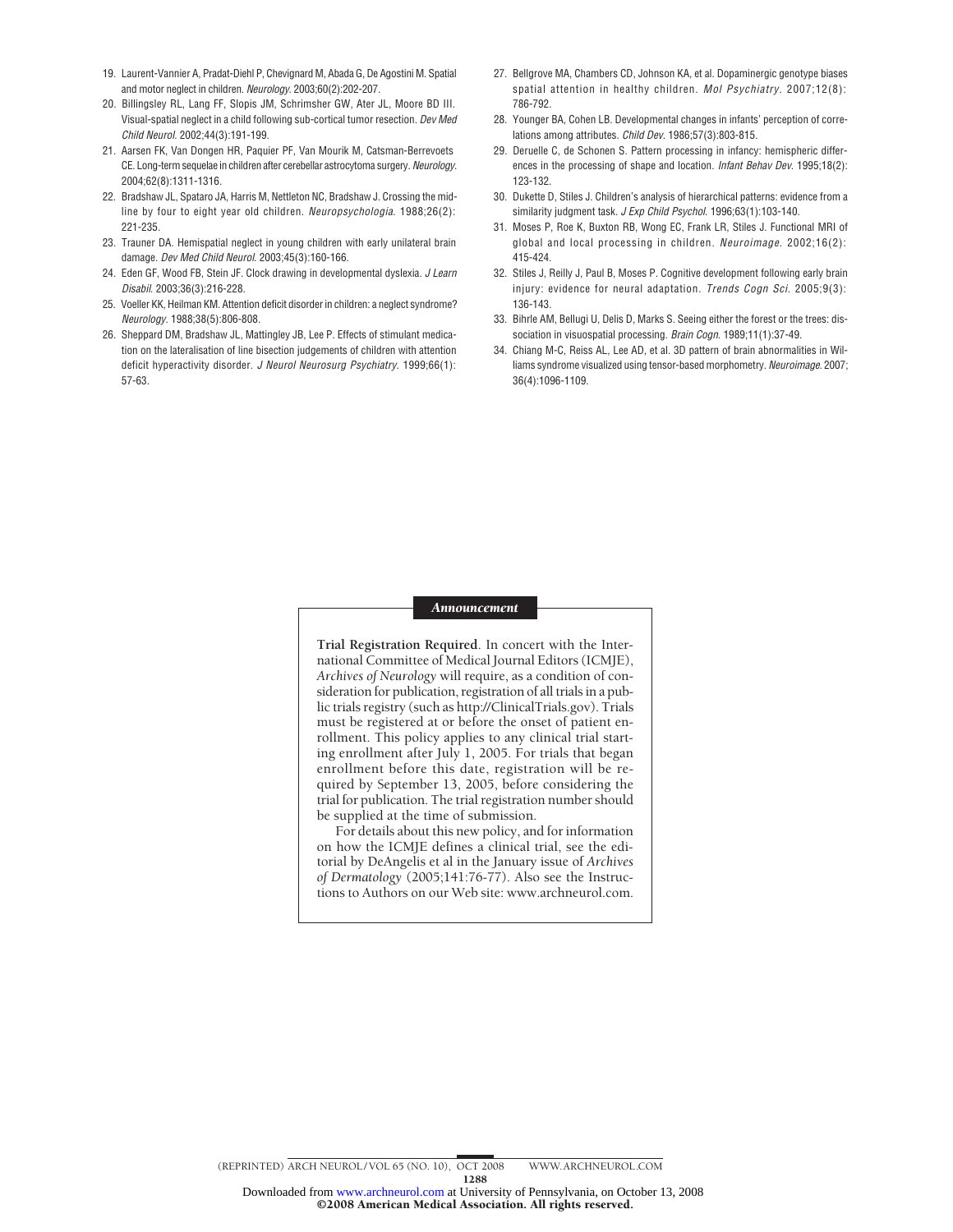19. Laurent-Vannier A, Pradat-Diehl P, Chevignard M, Abada G, De Agostini M. Spatial and motor neglect in children. *Neurology*. 2003;60(2):202-207.
20. Billingsley RL, Lang FF, Slopis JM, Schrimsher GW, Ater JL, Moore BD III. Visual-spatial neglect in a child following sub-cortical tumor resection. *Dev Med Child Neurol*. 2002;44(3):191-199.
21. Aarsen FK, Van Dongen HR, Paquier PF, Van Mourik M, Catsman-Berrevoets CE. Long-term sequelae in children after cerebellar astrocytoma surgery. *Neurology*. 2004;62(8):1311-1316.
22. Bradshaw JL, Spataro JA, Harris M, Nettleton NC, Bradshaw J. Crossing the midline by four to eight year old children. *Neuropsychologia*. 1988;26(2):221-235.
23. Trauner DA. Hemispatial neglect in young children with early unilateral brain damage. *Dev Med Child Neurol*. 2003;45(3):160-166.
24. Eden GF, Wood FB, Stein JF. Clock drawing in developmental dyslexia. *J Learn Disabil*. 2003;36(3):216-228.
25. Voeller KK, Heilman KM. Attention deficit disorder in children: a neglect syndrome? *Neurology*. 1988;38(5):806-808.
26. Sheppard DM, Bradshaw JL, Mattingley JB, Lee P. Effects of stimulant medication on the lateralisation of line bisection judgements of children with attention deficit hyperactivity disorder. *J Neurol Neurosurg Psychiatry*. 1999;66(1):57-63.
27. Bellgrove MA, Chambers CD, Johnson KA, et al. Dopaminergic genotype biases spatial attention in healthy children. *Mol Psychiatry*. 2007;12(8):786-792.
28. Younger BA, Cohen LB. Developmental changes in infants' perception of correlations among attributes. *Child Dev*. 1986;57(3):803-815.
29. Deruelle C, de Schonen S. Pattern processing in infancy: hemispheric differences in the processing of shape and location. *Infant Behav Dev*. 1995;18(2):123-132.
30. Dukette D, Stiles J. Children's analysis of hierarchical patterns: evidence from a similarity judgment task. *J Exp Child Psychol*. 1996;63(1):103-140.
31. Moses P, Roe K, Buxton RB, Wong EC, Frank LR, Stiles J. Functional MRI of global and local processing in children. *Neuroimage*. 2002;16(2):415-424.
32. Stiles J, Reilly J, Paul B, Moses P. Cognitive development following early brain injury: evidence for neural adaptation. *Trends Cogn Sci*. 2005;9(3):136-143.
33. Bihrle AM, Bellugi U, Delis D, Marks S. Seeing either the forest or the trees: dissociation in visuospatial processing. *Brain Cogn*. 1989;11(1):37-49.
34. Chiang M-C, Reiss AL, Lee AD, et al. 3D pattern of brain abnormalities in Williams syndrome visualized using tensor-based morphometry. *Neuroimage*. 2007;36(4):1096-1109.

## *Announcement*

**Trial Registration Required**. In concert with the International Committee of Medical Journal Editors (ICMJE), *Archives of Neurology* will require, as a condition of consideration for publication, registration of all trials in a public trials registry (such as http://ClinicalTrials.gov). Trials must be registered at or before the onset of patient enrollment. This policy applies to any clinical trial starting enrollment after July 1, 2005. For trials that began enrollment before this date, registration will be required by September 13, 2005, before considering the trial for publication. The trial registration number should be supplied at the time of submission.

For details about this new policy, and for information on how the ICMJE defines a clinical trial, see the editorial by DeAngelis et al in the January issue of *Archives of Dermatology* (2005;141:76-77). Also see the Instructions to Authors on our Web site: www.archneurol.com.